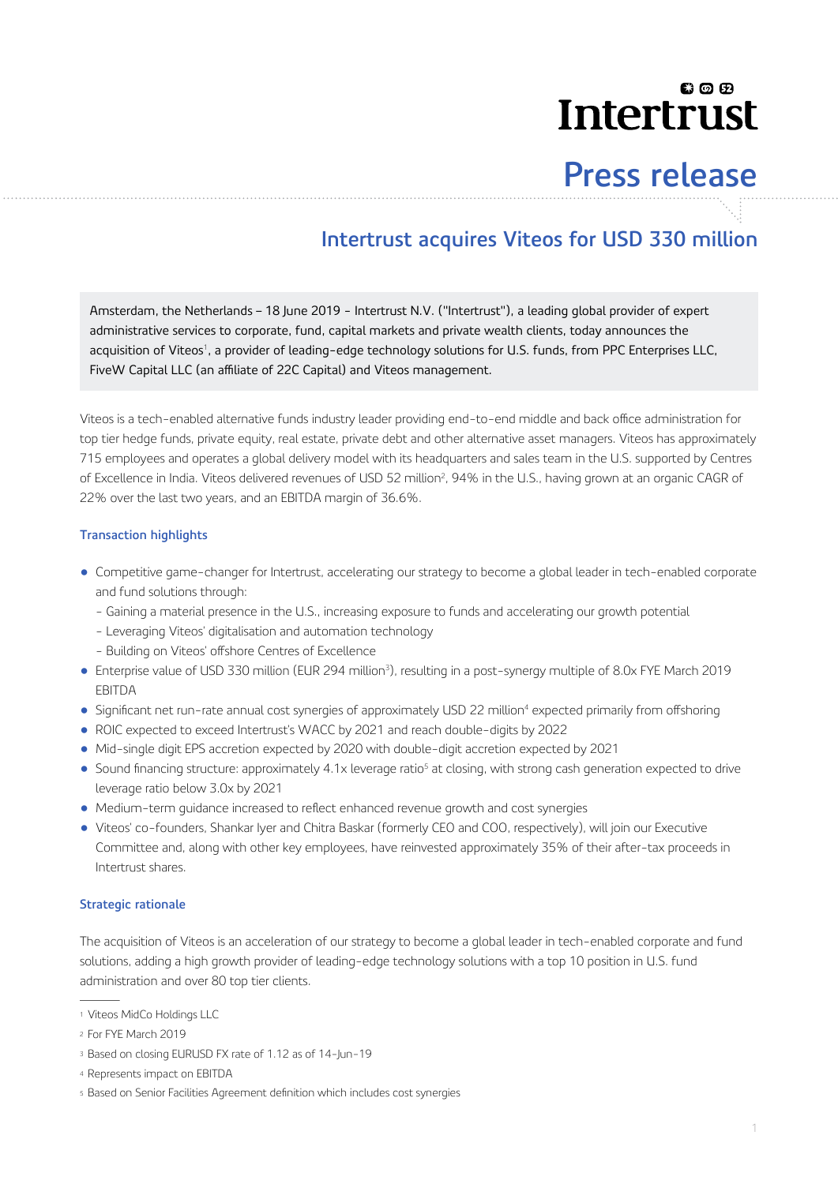# Intertrust

## Press release

## Intertrust acquires Viteos for USD 330 million

Amsterdam, the Netherlands – 18 June 2019 - Intertrust N.V. ("Intertrust"), a leading global provider of expert administrative services to corporate, fund, capital markets and private wealth clients, today announces the acquisition of Viteos[1], a provider of leading-edge technology solutions for U.S. funds, from PPC Enterprises LLC, FiveW Capital LLC (an affiliate of 22C Capital) and Viteos management.

Viteos is a tech-enabled alternative funds industry leader providing end-to-end middle and back office administration for top tier hedge funds, private equity, real estate, private debt and other alternative asset managers. Viteos has approximately 715 employees and operates a global delivery model with its headquarters and sales team in the U.S. supported by Centres of Excellence in India. Viteos delivered revenues of USD 52 million[2], 94% in the U.S., having grown at an organic CAGR of 22% over the last two years, and an EBITDA margin of 36.6%.

### Transaction highlights

- Competitive game-changer for Intertrust, accelerating our strategy to become a global leader in tech-enabled corporate and fund solutions through:
  - Gaining a material presence in the U.S., increasing exposure to funds and accelerating our growth potential
  - Leveraging Viteos' digitalisation and automation technology
  - Building on Viteos' offshore Centres of Excellence
- Enterprise value of USD 330 million (EUR 294 million[3]), resulting in a post-synergy multiple of 8.0x FYE March 2019 EBITDA
- Significant net run-rate annual cost synergies of approximately USD 22 million[4] expected primarily from offshoring
- ROIC expected to exceed Intertrust's WACC by 2021 and reach double-digits by 2022
- Mid-single digit EPS accretion expected by 2020 with double-digit accretion expected by 2021
- Sound financing structure: approximately 4.1x leverage ratio[5] at closing, with strong cash generation expected to drive leverage ratio below 3.0x by 2021
- Medium-term guidance increased to reflect enhanced revenue growth and cost synergies
- Viteos' co-founders, Shankar Iyer and Chitra Baskar (formerly CEO and COO, respectively), will join our Executive Committee and, along with other key employees, have reinvested approximately 35% of their after-tax proceeds in Intertrust shares.

### Strategic rationale

The acquisition of Viteos is an acceleration of our strategy to become a global leader in tech-enabled corporate and fund solutions, adding a high growth provider of leading-edge technology solutions with a top 10 position in U.S. fund administration and over 80 top tier clients.

---

[1] Viteos MidCo Holdings LLC

[2] For FYE March 2019

[3] Based on closing EURUSD FX rate of 1.12 as of 14-Jun-19

[4] Represents impact on EBITDA

[5] Based on Senior Facilities Agreement definition which includes cost synergies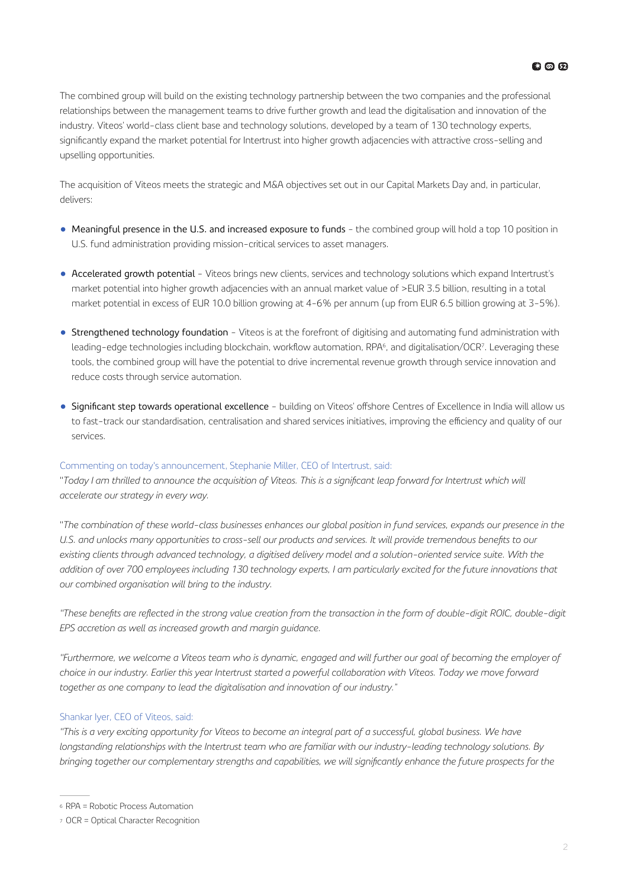The combined group will build on the existing technology partnership between the two companies and the professional relationships between the management teams to drive further growth and lead the digitalisation and innovation of the industry. Viteos' world-class client base and technology solutions, developed by a team of 130 technology experts, significantly expand the market potential for Intertrust into higher growth adjacencies with attractive cross-selling and upselling opportunities.

The acquisition of Viteos meets the strategic and M&A objectives set out in our Capital Markets Day and, in particular, delivers:

- Meaningful presence in the U.S. and increased exposure to funds – the combined group will hold a top 10 position in U.S. fund administration providing mission-critical services to asset managers.
- Accelerated growth potential – Viteos brings new clients, services and technology solutions which expand Intertrust's market potential into higher growth adjacencies with an annual market value of >EUR 3.5 billion, resulting in a total market potential in excess of EUR 10.0 billion growing at 4-6% per annum (up from EUR 6.5 billion growing at 3-5%).
- Strengthened technology foundation – Viteos is at the forefront of digitising and automating fund administration with leading-edge technologies including blockchain, workflow automation, RPA[6], and digitalisation/OCR[7]. Leveraging these tools, the combined group will have the potential to drive incremental revenue growth through service innovation and reduce costs through service automation.
- Significant step towards operational excellence – building on Viteos' offshore Centres of Excellence in India will allow us to fast-track our standardisation, centralisation and shared services initiatives, improving the efficiency and quality of our services.

Commenting on today's announcement, Stephanie Miller, CEO of Intertrust, said:

*"Today I am thrilled to announce the acquisition of Viteos. This is a significant leap forward for Intertrust which will accelerate our strategy in every way.*

*"The combination of these world-class businesses enhances our global position in fund services, expands our presence in the U.S. and unlocks many opportunities to cross-sell our products and services. It will provide tremendous benefits to our existing clients through advanced technology, a digitised delivery model and a solution-oriented service suite. With the addition of over 700 employees including 130 technology experts, I am particularly excited for the future innovations that our combined organisation will bring to the industry.*

*"These benefits are reflected in the strong value creation from the transaction in the form of double-digit ROIC, double-digit EPS accretion as well as increased growth and margin guidance.*

*"Furthermore, we welcome a Viteos team who is dynamic, engaged and will further our goal of becoming the employer of choice in our industry. Earlier this year Intertrust started a powerful collaboration with Viteos. Today we move forward together as one company to lead the digitalisation and innovation of our industry."*

Shankar Iyer, CEO of Viteos, said:

*"This is a very exciting opportunity for Viteos to become an integral part of a successful, global business. We have longstanding relationships with the Intertrust team who are familiar with our industry-leading technology solutions. By bringing together our complementary strengths and capabilities, we will significantly enhance the future prospects for the*

---

[6] RPA = Robotic Process Automation

[7] OCR = Optical Character Recognition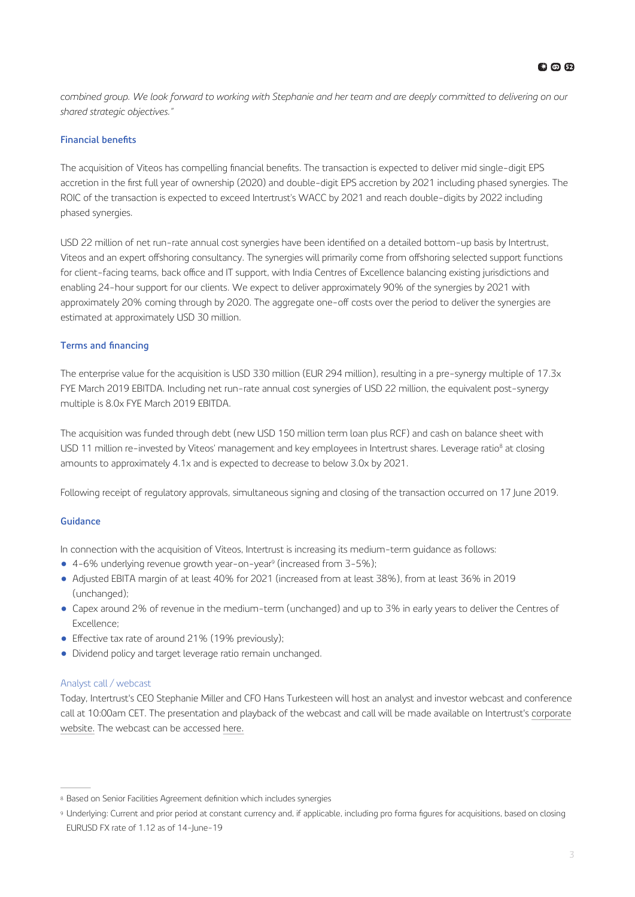*combined group. We look forward to working with Stephanie and her team and are deeply committed to delivering on our shared strategic objectives."*

### Financial benefits

The acquisition of Viteos has compelling financial benefits. The transaction is expected to deliver mid single-digit EPS accretion in the first full year of ownership (2020) and double-digit EPS accretion by 2021 including phased synergies. The ROIC of the transaction is expected to exceed Intertrust's WACC by 2021 and reach double-digits by 2022 including phased synergies.

USD 22 million of net run-rate annual cost synergies have been identified on a detailed bottom-up basis by Intertrust, Viteos and an expert offshoring consultancy. The synergies will primarily come from offshoring selected support functions for client-facing teams, back office and IT support, with India Centres of Excellence balancing existing jurisdictions and enabling 24-hour support for our clients. We expect to deliver approximately 90% of the synergies by 2021 with approximately 20% coming through by 2020. The aggregate one-off costs over the period to deliver the synergies are estimated at approximately USD 30 million.

### Terms and financing

The enterprise value for the acquisition is USD 330 million (EUR 294 million), resulting in a pre-synergy multiple of 17.3x FYE March 2019 EBITDA. Including net run-rate annual cost synergies of USD 22 million, the equivalent post-synergy multiple is 8.0x FYE March 2019 EBITDA.

The acquisition was funded through debt (new USD 150 million term loan plus RCF) and cash on balance sheet with USD 11 million re-invested by Viteos' management and key employees in Intertrust shares. Leverage ratio[8] at closing amounts to approximately 4.1x and is expected to decrease to below 3.0x by 2021.

Following receipt of regulatory approvals, simultaneous signing and closing of the transaction occurred on 17 June 2019.

### Guidance

In connection with the acquisition of Viteos, Intertrust is increasing its medium-term guidance as follows:

- 4-6% underlying revenue growth year-on-year[9] (increased from 3-5%);
- Adjusted EBITA margin of at least 40% for 2021 (increased from at least 38%), from at least 36% in 2019 (unchanged);
- Capex around 2% of revenue in the medium-term (unchanged) and up to 3% in early years to deliver the Centres of Excellence;
- Effective tax rate of around 21% (19% previously);
- Dividend policy and target leverage ratio remain unchanged.

### Analyst call / webcast

Today, Intertrust's CEO Stephanie Miller and CFO Hans Turkesteen will host an analyst and investor webcast and conference call at 10:00am CET. The presentation and playback of the webcast and call will be made available on Intertrust's corporate website. The webcast can be accessed here.

---

[8] Based on Senior Facilities Agreement definition which includes synergies

[9] Underlying: Current and prior period at constant currency and, if applicable, including pro forma figures for acquisitions, based on closing EURUSD FX rate of 1.12 as of 14-June-19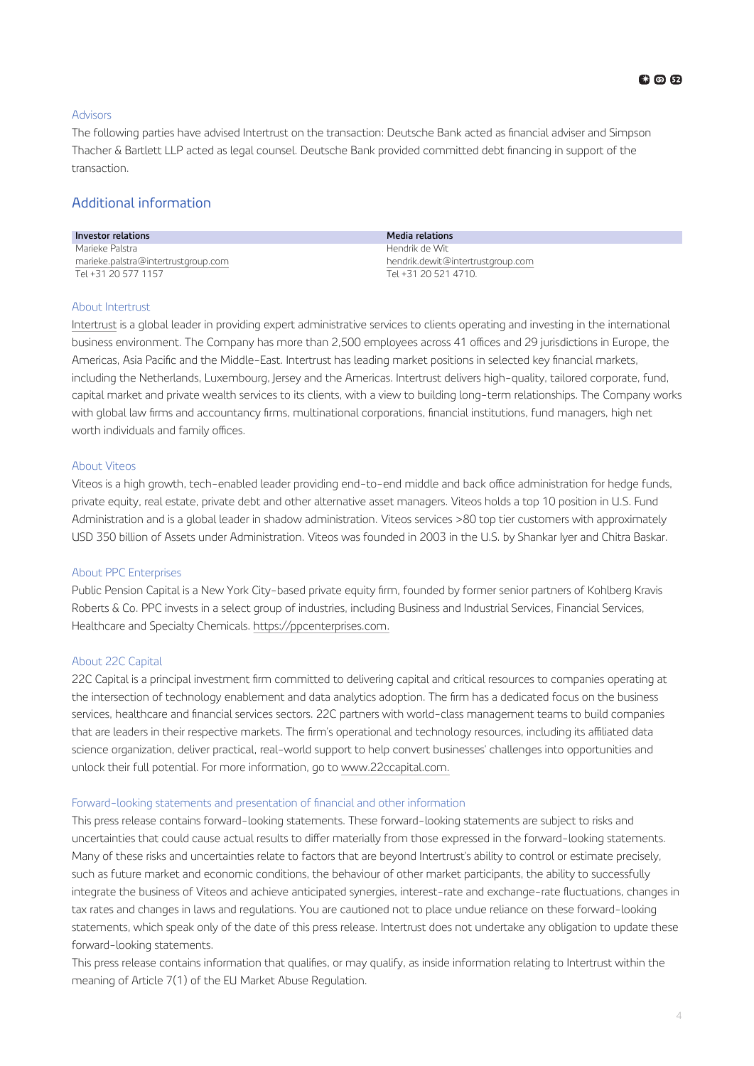### Advisors

The following parties have advised Intertrust on the transaction: Deutsche Bank acted as financial adviser and Simpson Thacher & Bartlett LLP acted as legal counsel. Deutsche Bank provided committed debt financing in support of the transaction.

## Additional information

| Investor relations | Media relations |
|---|---|
| Marieke Palstra | Hendrik de Wit |
| marieke.palstra@intertrustgroup.com | hendrik.dewit@intertrustgroup.com |
| Tel +31 20 577 1157 | Tel +31 20 521 4710. |

### About Intertrust

Intertrust is a global leader in providing expert administrative services to clients operating and investing in the international business environment. The Company has more than 2,500 employees across 41 offices and 29 jurisdictions in Europe, the Americas, Asia Pacific and the Middle-East. Intertrust has leading market positions in selected key financial markets, including the Netherlands, Luxembourg, Jersey and the Americas. Intertrust delivers high-quality, tailored corporate, fund, capital market and private wealth services to its clients, with a view to building long-term relationships. The Company works with global law firms and accountancy firms, multinational corporations, financial institutions, fund managers, high net worth individuals and family offices.

### About Viteos

Viteos is a high growth, tech-enabled leader providing end-to-end middle and back office administration for hedge funds, private equity, real estate, private debt and other alternative asset managers. Viteos holds a top 10 position in U.S. Fund Administration and is a global leader in shadow administration. Viteos services >80 top tier customers with approximately USD 350 billion of Assets under Administration. Viteos was founded in 2003 in the U.S. by Shankar Iyer and Chitra Baskar.

### About PPC Enterprises

Public Pension Capital is a New York City-based private equity firm, founded by former senior partners of Kohlberg Kravis Roberts & Co. PPC invests in a select group of industries, including Business and Industrial Services, Financial Services, Healthcare and Specialty Chemicals. https://ppcenterprises.com.

### About 22C Capital

22C Capital is a principal investment firm committed to delivering capital and critical resources to companies operating at the intersection of technology enablement and data analytics adoption. The firm has a dedicated focus on the business services, healthcare and financial services sectors. 22C partners with world-class management teams to build companies that are leaders in their respective markets. The firm's operational and technology resources, including its affiliated data science organization, deliver practical, real-world support to help convert businesses' challenges into opportunities and unlock their full potential. For more information, go to www.22ccapital.com.

### Forward-looking statements and presentation of financial and other information

This press release contains forward-looking statements. These forward-looking statements are subject to risks and uncertainties that could cause actual results to differ materially from those expressed in the forward-looking statements. Many of these risks and uncertainties relate to factors that are beyond Intertrust's ability to control or estimate precisely, such as future market and economic conditions, the behaviour of other market participants, the ability to successfully integrate the business of Viteos and achieve anticipated synergies, interest-rate and exchange-rate fluctuations, changes in tax rates and changes in laws and regulations. You are cautioned not to place undue reliance on these forward-looking statements, which speak only of the date of this press release. Intertrust does not undertake any obligation to update these forward-looking statements.

This press release contains information that qualifies, or may qualify, as inside information relating to Intertrust within the meaning of Article 7(1) of the EU Market Abuse Regulation.